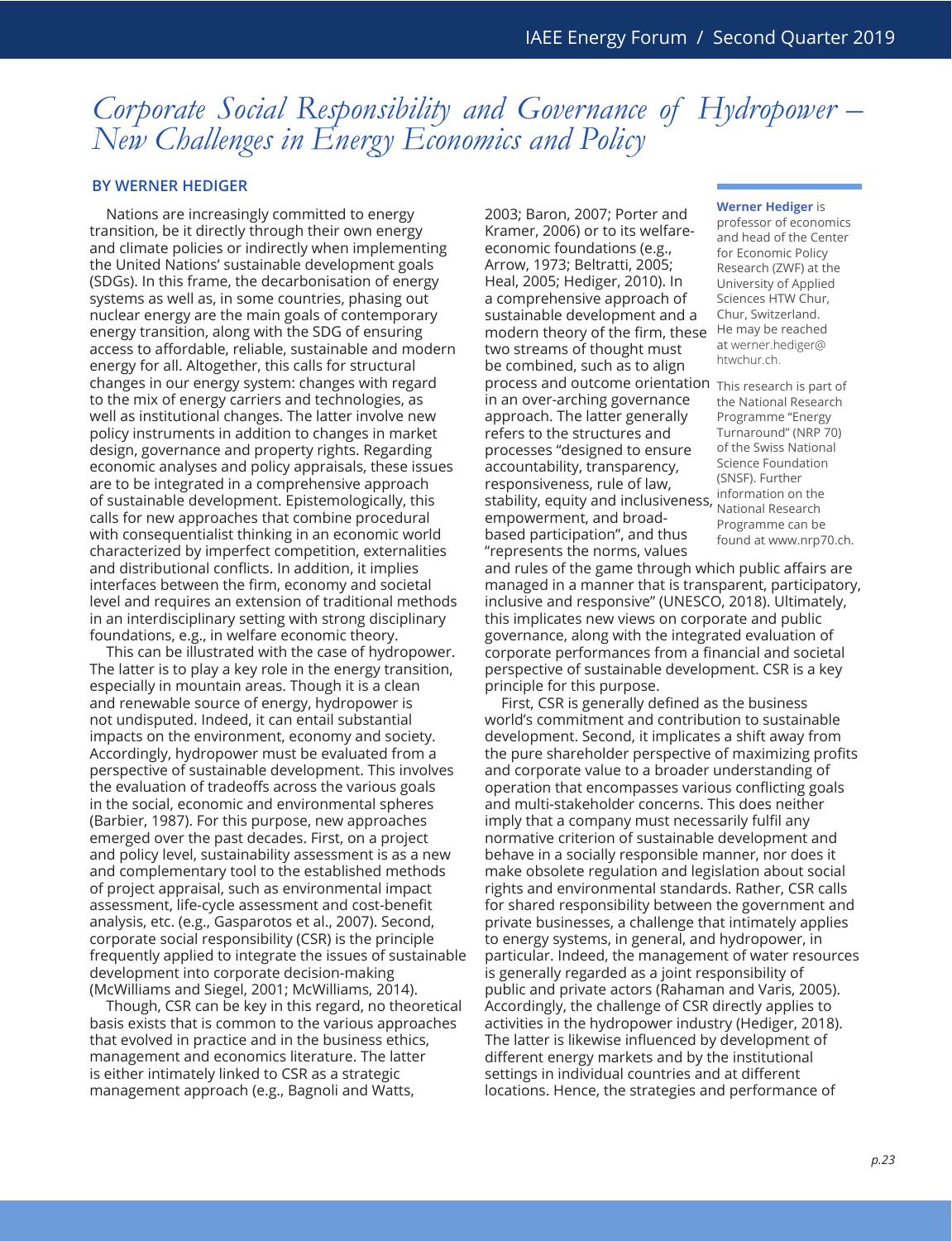# *Corporate Social Responsibility and Governance of Hydropower – New Challenges in Energy Economics and Policy*

**BY WERNER HEDIGER**

**Werner Hediger** is professor of economics and head of the Center for Economic Policy Research (ZWF) at the University of Applied Sciences HTW Chur, Chur, Switzerland. He may be reached at werner.hediger@htwchur.ch.

This research is part of the National Research Programme "Energy Turnaround" (NRP 70) of the Swiss National Science Foundation (SNSF). Further information on the National Research Programme can be found at www.nrp70.ch.

Nations are increasingly committed to energy transition, be it directly through their own energy and climate policies or indirectly when implementing the United Nations' sustainable development goals (SDGs). In this frame, the decarbonisation of energy systems as well as, in some countries, phasing out nuclear energy are the main goals of contemporary energy transition, along with the SDG of ensuring access to affordable, reliable, sustainable and modern energy for all. Altogether, this calls for structural changes in our energy system: changes with regard to the mix of energy carriers and technologies, as well as institutional changes. The latter involve new policy instruments in addition to changes in market design, governance and property rights. Regarding economic analyses and policy appraisals, these issues are to be integrated in a comprehensive approach of sustainable development. Epistemologically, this calls for new approaches that combine procedural with consequentialist thinking in an economic world characterized by imperfect competition, externalities and distributional conflicts. In addition, it implies interfaces between the firm, economy and societal level and requires an extension of traditional methods in an interdisciplinary setting with strong disciplinary foundations, e.g., in welfare economic theory.

This can be illustrated with the case of hydropower. The latter is to play a key role in the energy transition, especially in mountain areas. Though it is a clean and renewable source of energy, hydropower is not undisputed. Indeed, it can entail substantial impacts on the environment, economy and society. Accordingly, hydropower must be evaluated from a perspective of sustainable development. This involves the evaluation of tradeoffs across the various goals in the social, economic and environmental spheres (Barbier, 1987). For this purpose, new approaches emerged over the past decades. First, on a project and policy level, sustainability assessment is as a new and complementary tool to the established methods of project appraisal, such as environmental impact assessment, life-cycle assessment and cost-benefit analysis, etc. (e.g., Gasparotos et al., 2007). Second, corporate social responsibility (CSR) is the principle frequently applied to integrate the issues of sustainable development into corporate decision-making (McWilliams and Siegel, 2001; McWilliams, 2014).

Though, CSR can be key in this regard, no theoretical basis exists that is common to the various approaches that evolved in practice and in the business ethics, management and economics literature. The latter is either intimately linked to CSR as a strategic management approach (e.g., Bagnoli and Watts, 2003; Baron, 2007; Porter and Kramer, 2006) or to its welfare-economic foundations (e.g., Arrow, 1973; Beltratti, 2005; Heal, 2005; Hediger, 2010). In a comprehensive approach of sustainable development and a modern theory of the firm, these two streams of thought must be combined, such as to align process and outcome orientation in an over-arching governance approach. The latter generally refers to the structures and processes "designed to ensure accountability, transparency, responsiveness, rule of law, stability, equity and inclusiveness, empowerment, and broad-based participation", and thus "represents the norms, values and rules of the game through which public affairs are managed in a manner that is transparent, participatory, inclusive and responsive" (UNESCO, 2018). Ultimately, this implicates new views on corporate and public governance, along with the integrated evaluation of corporate performances from a financial and societal perspective of sustainable development. CSR is a key principle for this purpose.

First, CSR is generally defined as the business world's commitment and contribution to sustainable development. Second, it implicates a shift away from the pure shareholder perspective of maximizing profits and corporate value to a broader understanding of operation that encompasses various conflicting goals and multi-stakeholder concerns. This does neither imply that a company must necessarily fulfil any normative criterion of sustainable development and behave in a socially responsible manner, nor does it make obsolete regulation and legislation about social rights and environmental standards. Rather, CSR calls for shared responsibility between the government and private businesses, a challenge that intimately applies to energy systems, in general, and hydropower, in particular. Indeed, the management of water resources is generally regarded as a joint responsibility of public and private actors (Rahaman and Varis, 2005). Accordingly, the challenge of CSR directly applies to activities in the hydropower industry (Hediger, 2018). The latter is likewise influenced by development of different energy markets and by the institutional settings in individual countries and at different locations. Hence, the strategies and performance of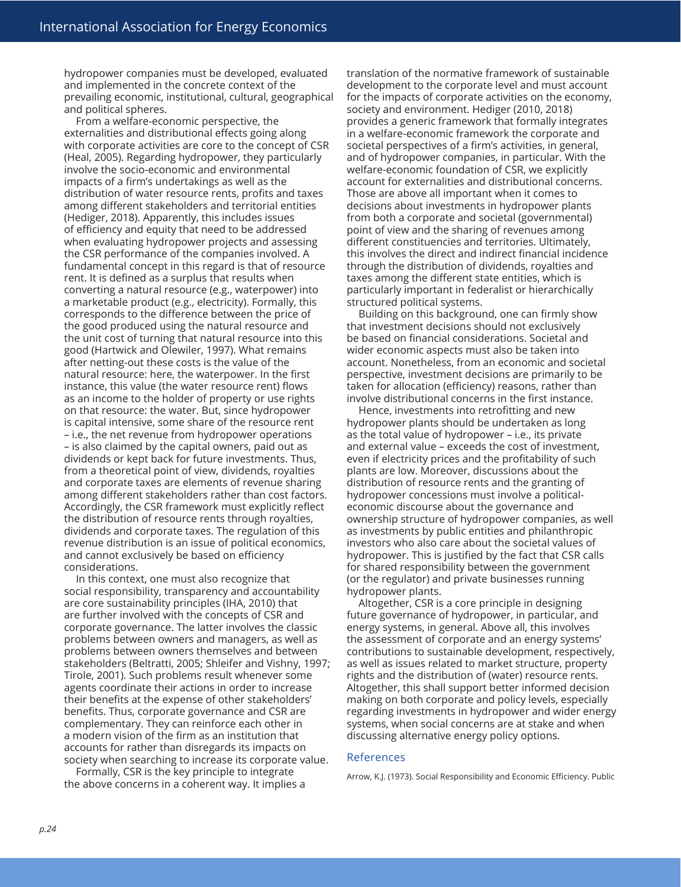hydropower companies must be developed, evaluated and implemented in the concrete context of the prevailing economic, institutional, cultural, geographical and political spheres.

From a welfare-economic perspective, the externalities and distributional effects going along with corporate activities are core to the concept of CSR (Heal, 2005). Regarding hydropower, they particularly involve the socio-economic and environmental impacts of a firm's undertakings as well as the distribution of water resource rents, profits and taxes among different stakeholders and territorial entities (Hediger, 2018). Apparently, this includes issues of efficiency and equity that need to be addressed when evaluating hydropower projects and assessing the CSR performance of the companies involved. A fundamental concept in this regard is that of resource rent. It is defined as a surplus that results when converting a natural resource (e.g., waterpower) into a marketable product (e.g., electricity). Formally, this corresponds to the difference between the price of the good produced using the natural resource and the unit cost of turning that natural resource into this good (Hartwick and Olewiler, 1997). What remains after netting-out these costs is the value of the natural resource: here, the waterpower. In the first instance, this value (the water resource rent) flows as an income to the holder of property or use rights on that resource: the water. But, since hydropower is capital intensive, some share of the resource rent – i.e., the net revenue from hydropower operations – is also claimed by the capital owners, paid out as dividends or kept back for future investments. Thus, from a theoretical point of view, dividends, royalties and corporate taxes are elements of revenue sharing among different stakeholders rather than cost factors. Accordingly, the CSR framework must explicitly reflect the distribution of resource rents through royalties, dividends and corporate taxes. The regulation of this revenue distribution is an issue of political economics, and cannot exclusively be based on efficiency considerations.

In this context, one must also recognize that social responsibility, transparency and accountability are core sustainability principles (IHA, 2010) that are further involved with the concepts of CSR and corporate governance. The latter involves the classic problems between owners and managers, as well as problems between owners themselves and between stakeholders (Beltratti, 2005; Shleifer and Vishny, 1997; Tirole, 2001). Such problems result whenever some agents coordinate their actions in order to increase their benefits at the expense of other stakeholders' benefits. Thus, corporate governance and CSR are complementary. They can reinforce each other in a modern vision of the firm as an institution that accounts for rather than disregards its impacts on society when searching to increase its corporate value.

Formally, CSR is the key principle to integrate the above concerns in a coherent way. It implies a translation of the normative framework of sustainable development to the corporate level and must account for the impacts of corporate activities on the economy, society and environment. Hediger (2010, 2018) provides a generic framework that formally integrates in a welfare-economic framework the corporate and societal perspectives of a firm's activities, in general, and of hydropower companies, in particular. With the welfare-economic foundation of CSR, we explicitly account for externalities and distributional concerns. Those are above all important when it comes to decisions about investments in hydropower plants from both a corporate and societal (governmental) point of view and the sharing of revenues among different constituencies and territories. Ultimately, this involves the direct and indirect financial incidence through the distribution of dividends, royalties and taxes among the different state entities, which is particularly important in federalist or hierarchically structured political systems.

Building on this background, one can firmly show that investment decisions should not exclusively be based on financial considerations. Societal and wider economic aspects must also be taken into account. Nonetheless, from an economic and societal perspective, investment decisions are primarily to be taken for allocation (efficiency) reasons, rather than involve distributional concerns in the first instance.

Hence, investments into retrofitting and new hydropower plants should be undertaken as long as the total value of hydropower – i.e., its private and external value – exceeds the cost of investment, even if electricity prices and the profitability of such plants are low. Moreover, discussions about the distribution of resource rents and the granting of hydropower concessions must involve a political-economic discourse about the governance and ownership structure of hydropower companies, as well as investments by public entities and philanthropic investors who also care about the societal values of hydropower. This is justified by the fact that CSR calls for shared responsibility between the government (or the regulator) and private businesses running hydropower plants.

Altogether, CSR is a core principle in designing future governance of hydropower, in particular, and energy systems, in general. Above all, this involves the assessment of corporate and an energy systems' contributions to sustainable development, respectively, as well as issues related to market structure, property rights and the distribution of (water) resource rents. Altogether, this shall support better informed decision making on both corporate and policy levels, especially regarding investments in hydropower and wider energy systems, when social concerns are at stake and when discussing alternative energy policy options.

## References

Arrow, K.J. (1973). Social Responsibility and Economic Efficiency. Public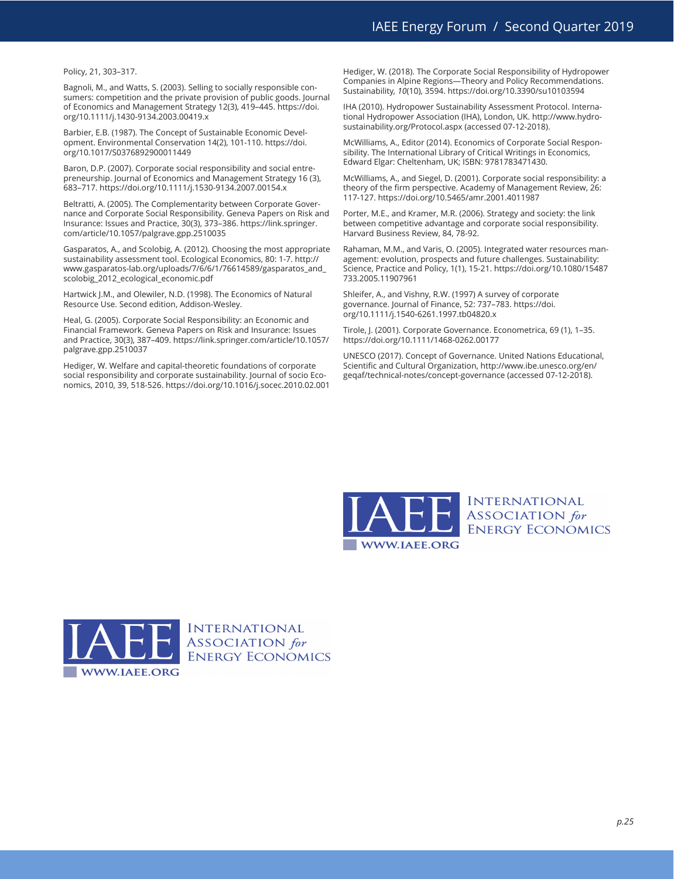Policy, 21, 303–317.

Bagnoli, M., and Watts, S. (2003). Selling to socially responsible consumers: competition and the private provision of public goods. Journal of Economics and Management Strategy 12(3), 419–445. https://doi.org/10.1111/j.1430-9134.2003.00419.x

Barbier, E.B. (1987). The Concept of Sustainable Economic Development. Environmental Conservation 14(2), 101-110. https://doi.org/10.1017/S0376892900011449

Baron, D.P. (2007). Corporate social responsibility and social entrepreneurship. Journal of Economics and Management Strategy 16 (3), 683–717. https://doi.org/10.1111/j.1530-9134.2007.00154.x

Beltratti, A. (2005). The Complementarity between Corporate Governance and Corporate Social Responsibility. Geneva Papers on Risk and Insurance: Issues and Practice, 30(3), 373–386. https://link.springer.com/article/10.1057/palgrave.gpp.2510035

Gasparatos, A., and Scolobig, A. (2012). Choosing the most appropriate sustainability assessment tool. Ecological Economics, 80: 1-7. http://www.gasparatos-lab.org/uploads/7/6/6/1/76614589/gasparatos_and_scolobig_2012_ecological_economic.pdf

Hartwick J.M., and Olewiler, N.D. (1998). The Economics of Natural Resource Use. Second edition, Addison-Wesley.

Heal, G. (2005). Corporate Social Responsibility: an Economic and Financial Framework. Geneva Papers on Risk and Insurance: Issues and Practice, 30(3), 387–409. https://link.springer.com/article/10.1057/palgrave.gpp.2510037

Hediger, W. Welfare and capital-theoretic foundations of corporate social responsibility and corporate sustainability. Journal of socio Economics, 2010, 39, 518-526. https://doi.org/10.1016/j.socec.2010.02.001

Hediger, W. (2018). The Corporate Social Responsibility of Hydropower Companies in Alpine Regions—Theory and Policy Recommendations. Sustainability, *10*(10), 3594. https://doi.org/10.3390/su10103594

IHA (2010). Hydropower Sustainability Assessment Protocol. International Hydropower Association (IHA), London, UK. http://www.hydrosustainability.org/Protocol.aspx (accessed 07-12-2018).

McWilliams, A., Editor (2014). Economics of Corporate Social Responsibility. The International Library of Critical Writings in Economics, Edward Elgar: Cheltenham, UK; ISBN: 9781783471430.

McWilliams, A., and Siegel, D. (2001). Corporate social responsibility: a theory of the firm perspective. Academy of Management Review, 26: 117-127. https://doi.org/10.5465/amr.2001.4011987

Porter, M.E., and Kramer, M.R. (2006). Strategy and society: the link between competitive advantage and corporate social responsibility. Harvard Business Review, 84, 78-92.

Rahaman, M.M., and Varis, O. (2005). Integrated water resources management: evolution, prospects and future challenges. Sustainability: Science, Practice and Policy, 1(1), 15-21. https://doi.org/10.1080/15487733.2005.11907961

Shleifer, A., and Vishny, R.W. (1997) A survey of corporate governance. Journal of Finance, 52: 737–783. https://doi.org/10.1111/j.1540-6261.1997.tb04820.x

Tirole, J. (2001). Corporate Governance. Econometrica, 69 (1), 1–35. https://doi.org/10.1111/1468-0262.00177

UNESCO (2017). Concept of Governance. United Nations Educational, Scientific and Cultural Organization, http://www.ibe.unesco.org/en/geqaf/technical-notes/concept-governance (accessed 07-12-2018).

IAEE International Association *for* Energy Economics
www.iaee.org

IAEE International Association *for* Energy Economics
www.iaee.org